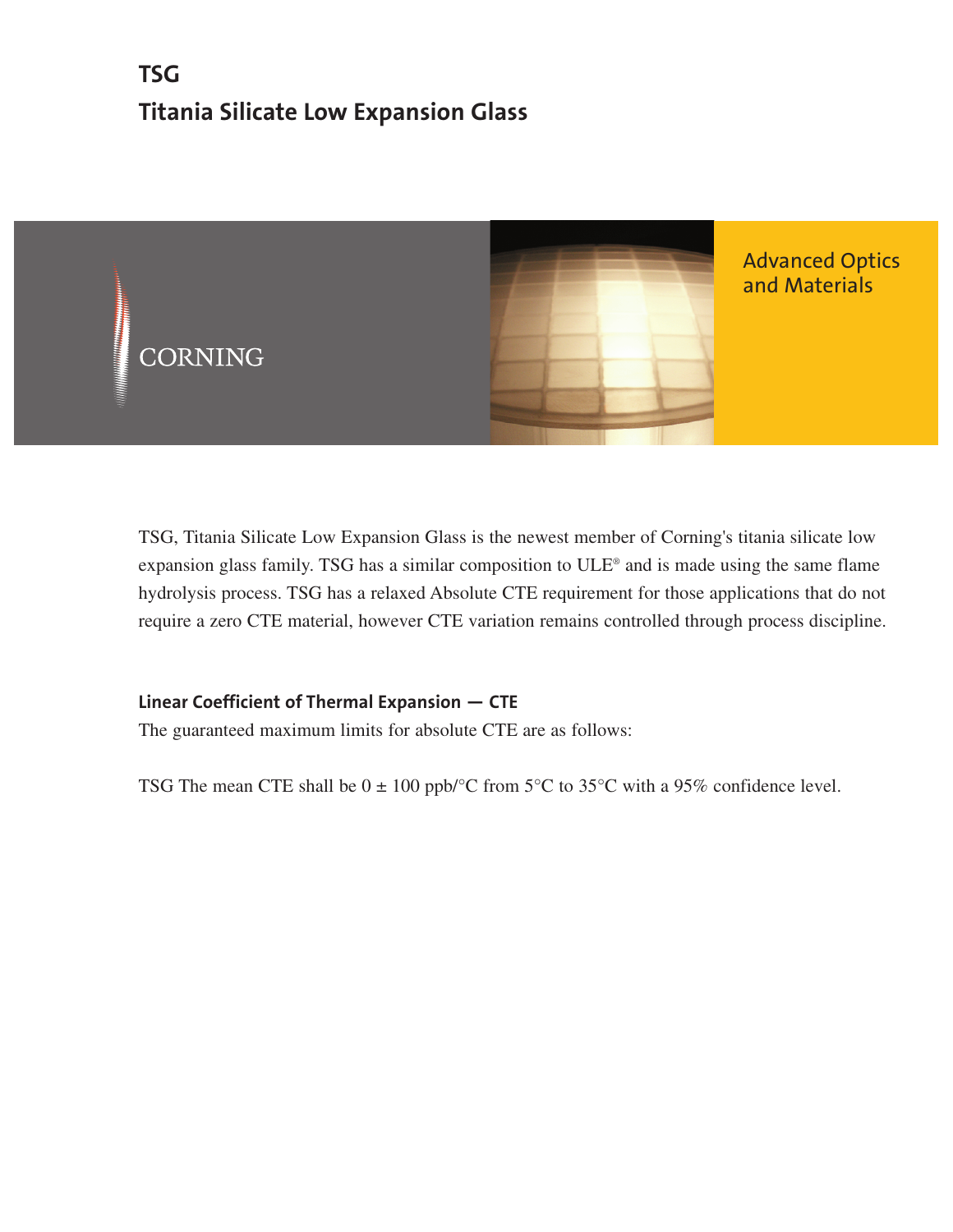# TSG

# Titania Silicate Low Expansion Glass

CORNING

Advanced Optics and Materials

TSG, Titania Silicate Low Expansion Glass is the newest member of Corning's titania silicate low expansion glass family. TSG has a similar composition to ULE® and is made using the same flame hydrolysis process. TSG has a relaxed Absolute CTE requirement for those applications that do not require a zero CTE material, however CTE variation remains controlled through process discipline.

## Linear Coefficient of Thermal Expansion — CTE

The guaranteed maximum limits for absolute CTE are as follows:

TSG The mean CTE shall be 0 ± 100 ppb/°C from 5°C to 35°C with a 95% confidence level.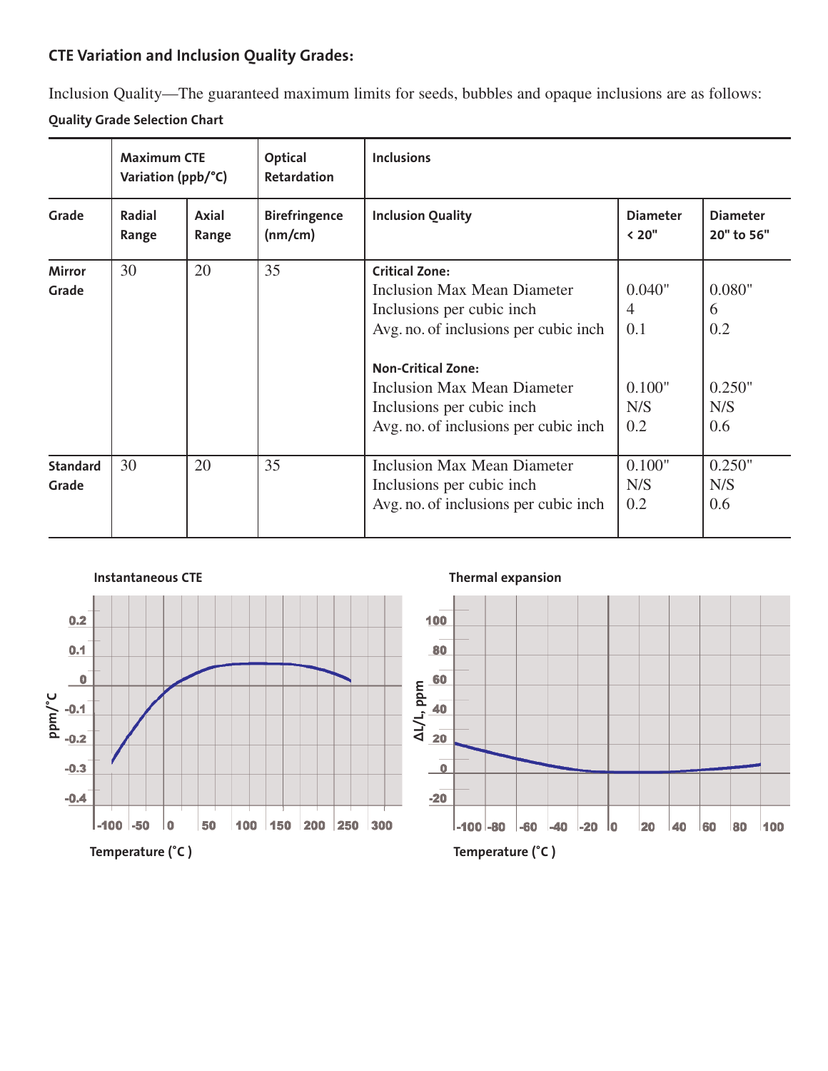**CTE Variation and Inclusion Quality Grades:**

Inclusion Quality—The guaranteed maximum limits for seeds, bubbles and opaque inclusions are as follows:

**Quality Grade Selection Chart**

| | Maximum CTE Variation (ppb/°C) | | Optical Retardation | Inclusions | | |
|---|---|---|---|---|---|---|
| **Grade** | **Radial Range** | **Axial Range** | **Birefringence (nm/cm)** | **Inclusion Quality** | **Diameter < 20"** | **Diameter 20" to 56"** |
| **Mirror Grade** | 30 | 20 | 35 | **Critical Zone:** | | |
| | | | | Inclusion Max Mean Diameter | 0.040" | 0.080" |
| | | | | Inclusions per cubic inch | 4 | 6 |
| | | | | Avg. no. of inclusions per cubic inch | 0.1 | 0.2 |
| | | | | **Non-Critical Zone:** | | |
| | | | | Inclusion Max Mean Diameter | 0.100" | 0.250" |
| | | | | Inclusions per cubic inch | N/S | N/S |
| | | | | Avg. no. of inclusions per cubic inch | 0.2 | 0.6 |
| **Standard Grade** | 30 | 20 | 35 | Inclusion Max Mean Diameter | 0.100" | 0.250" |
| | | | | Inclusions per cubic inch | N/S | N/S |
| | | | | Avg. no. of inclusions per cubic inch | 0.2 | 0.6 |

**Instantaneous CTE**

ppm/°C: 0.2, 0.1, 0, -0.1, -0.2, -0.3, -0.4

-100, -50, 0, 50, 100, 150, 200, 250, 300

Temperature (°C )

**Thermal expansion**

ΔL/L, ppm: 100, 80, 60, 40, 20, 0, -20

-100, -80, -60, -40, -20, 0, 20, 40, 60, 80, 100

Temperature (°C )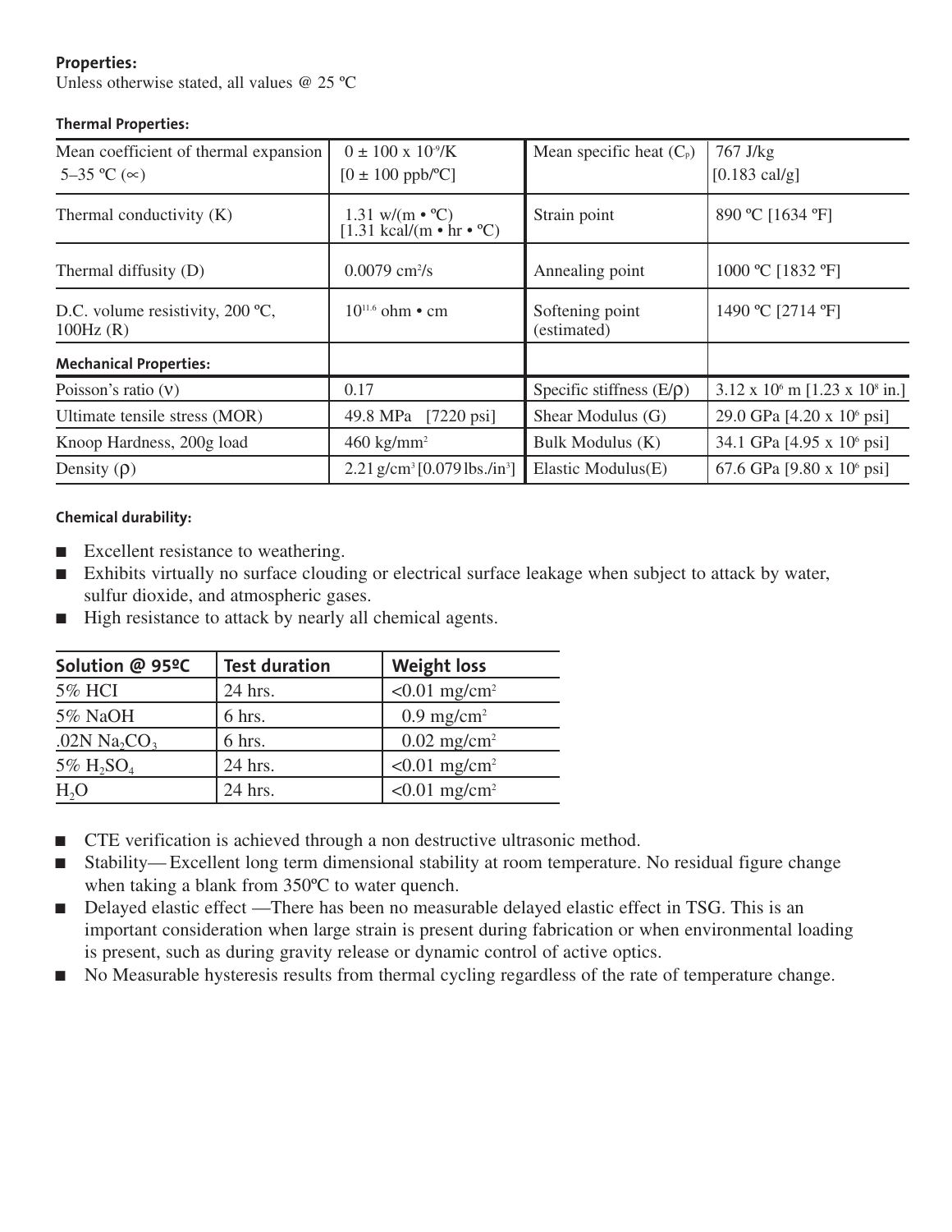**Properties:**

Unless otherwise stated, all values @ 25 ºC

**Thermal Properties:**

| Mean coefficient of thermal expansion 5–35 ºC (∝) | $0 \pm 100 \times 10^{-9}$/K [$0 \pm 100$ ppb/ºC] | Mean specific heat ($C_p$) | 767 J/kg [0.183 cal/g] |
|---|---|---|---|
| Thermal conductivity (K) | 1.31 w/(m • ºC) [1.31 kcal/(m • hr • ºC) | Strain point | 890 ºC [1634 ºF] |
| Thermal diffusity (D) | 0.0079 $cm^2$/s | Annealing point | 1000 ºC [1832 ºF] |
| D.C. volume resistivity, 200 ºC, 100Hz (R) | $10^{11.6}$ ohm • cm | Softening point (estimated) | 1490 ºC [2714 ºF] |
| **Mechanical Properties:** | | | |
| Poisson's ratio (ν) | 0.17 | Specific stiffness (E/ρ) | $3.12 \times 10^6$ m [$1.23 \times 10^8$ in.] |
| Ultimate tensile stress (MOR) | 49.8 MPa [7220 psi] | Shear Modulus (G) | 29.0 GPa [$4.20 \times 10^6$ psi] |
| Knoop Hardness, 200g load | 460 kg/$mm^2$ | Bulk Modulus (K) | 34.1 GPa [$4.95 \times 10^6$ psi] |
| Density (ρ) | 2.21 g/$cm^3$ [0.079 lbs./$in^3$] | Elastic Modulus(E) | 67.6 GPa [$9.80 \times 10^6$ psi] |

**Chemical durability:**

- Excellent resistance to weathering.
- Exhibits virtually no surface clouding or electrical surface leakage when subject to attack by water, sulfur dioxide, and atmospheric gases.
- High resistance to attack by nearly all chemical agents.

| Solution @ 95ºC | Test duration | Weight loss |
|---|---|---|
| 5% HCI | 24 hrs. | <0.01 mg/$cm^2$ |
| 5% NaOH | 6 hrs. | 0.9 mg/$cm^2$ |
| .02N $Na_2CO_3$ | 6 hrs. | 0.02 mg/$cm^2$ |
| 5% $H_2SO_4$ | 24 hrs. | <0.01 mg/$cm^2$ |
| $H_2O$ | 24 hrs. | <0.01 mg/$cm^2$ |

- CTE verification is achieved through a non destructive ultrasonic method.
- Stability— Excellent long term dimensional stability at room temperature. No residual figure change when taking a blank from 350ºC to water quench.
- Delayed elastic effect —There has been no measurable delayed elastic effect in TSG. This is an important consideration when large strain is present during fabrication or when environmental loading is present, such as during gravity release or dynamic control of active optics.
- No Measurable hysteresis results from thermal cycling regardless of the rate of temperature change.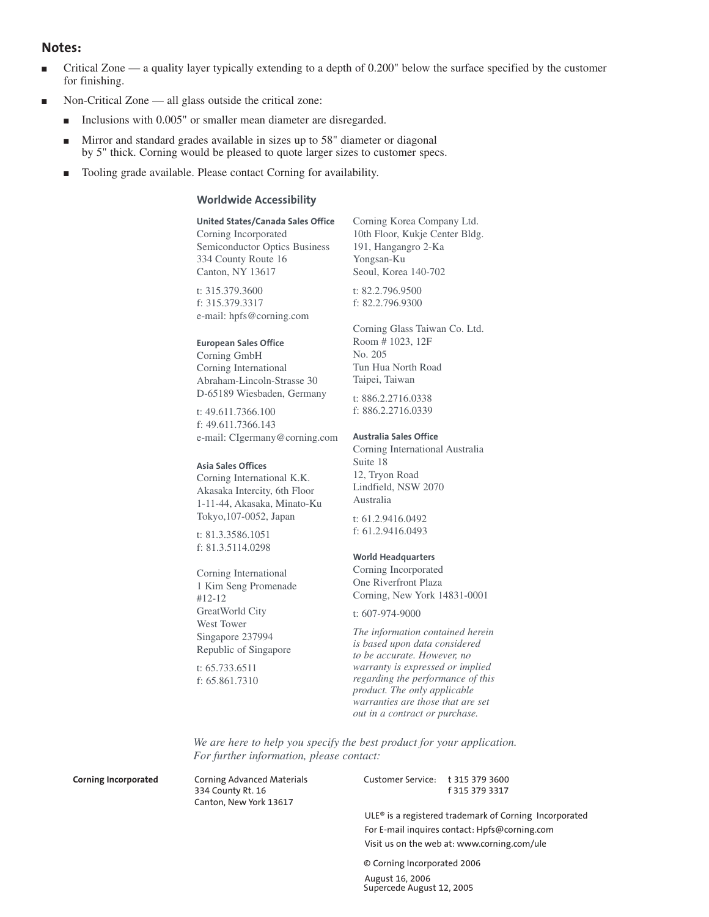## Notes:

- Critical Zone — a quality layer typically extending to a depth of 0.200" below the surface specified by the customer for finishing.
- Non-Critical Zone — all glass outside the critical zone:
  - Inclusions with 0.005" or smaller mean diameter are disregarded.
  - Mirror and standard grades available in sizes up to 58" diameter or diagonal by 5" thick. Corning would be pleased to quote larger sizes to customer specs.
  - Tooling grade available. Please contact Corning for availability.

### Worldwide Accessibility

**United States/Canada Sales Office**
Corning Incorporated
Semiconductor Optics Business
334 County Route 16
Canton, NY 13617

t: 315.379.3600
f: 315.379.3317
e-mail: hpfs@corning.com

**European Sales Office**
Corning GmbH
Corning International
Abraham-Lincoln-Strasse 30
D-65189 Wiesbaden, Germany

t: 49.611.7366.100
f: 49.611.7366.143
e-mail: CIgermany@corning.com

**Asia Sales Offices**
Corning International K.K.
Akasaka Intercity, 6th Floor
1-11-44, Akasaka, Minato-Ku
Tokyo,107-0052, Japan

t: 81.3.3586.1051
f: 81.3.5114.0298

Corning International
1 Kim Seng Promenade
#12-12
GreatWorld City
West Tower
Singapore 237994
Republic of Singapore

t: 65.733.6511
f: 65.861.7310

Corning Korea Company Ltd.
10th Floor, Kukje Center Bldg.
191, Hangangro 2-Ka
Yongsan-Ku
Seoul, Korea 140-702

t: 82.2.796.9500
f: 82.2.796.9300

Corning Glass Taiwan Co. Ltd.
Room # 1023, 12F
No. 205
Tun Hua North Road
Taipei, Taiwan

t: 886.2.2716.0338
f: 886.2.2716.0339

**Australia Sales Office**
Corning International Australia
Suite 18
12, Tryon Road
Lindfield, NSW 2070
Australia

t: 61.2.9416.0492
f: 61.2.9416.0493

**World Headquarters**
Corning Incorporated
One Riverfront Plaza
Corning, New York 14831-0001

t: 607-974-9000

*The information contained herein is based upon data considered to be accurate. However, no warranty is expressed or implied regarding the performance of this product. The only applicable warranties are those that are set out in a contract or purchase.*

*We are here to help you specify the best product for your application. For further information, please contact:*

**Corning Incorporated**

Corning Advanced Materials
334 County Rt. 16
Canton, New York 13617

Customer Service: t 315 379 3600
f 315 379 3317

ULE® is a registered trademark of Corning Incorporated
For E-mail inquires contact: Hpfs@corning.com
Visit us on the web at: www.corning.com/ule

© Corning Incorporated 2006

August 16, 2006
Supercede August 12, 2005